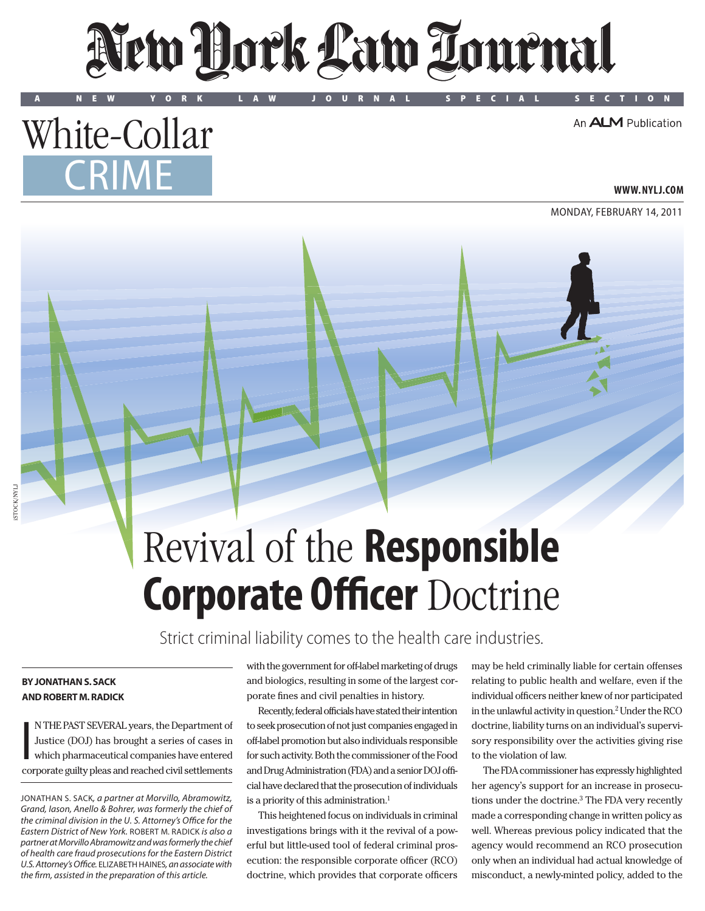# New York Law Journal

A NEW YORK LAW JOURNAL SPECIAL SECTION

# White-Collar CRIME

An ALM Publication

WWW.NYLJ.COM

MONDAY, FEBRUARY 14, 2011

# Revival of the **Responsible Corporate Officer** Doctrine

Strict criminal liability comes to the health care industries.

**BY JONATHAN S. SACK AND ROBERT M. RADICK**

IN THE PAST SEVERAL years, the Department of Justice (DOJ) has brought a series of cases in which pharmaceutical companies have entered corporate guilty pleas and reached civil settlements with the government for off-label marketing of drugs and biologics, resulting in some of the largest corporate fines and civil penalties in history.

Recently, federal officials have stated their intention to seek prosecution of not just companies engaged in off-label promotion but also individuals responsible for such activity. Both the commissioner of the Food and Drug Administration (FDA) and a senior DOJ official have declared that the prosecution of individuals is a priority of this administration.[1]

This heightened focus on individuals in criminal investigations brings with it the revival of a powerful but little-used tool of federal criminal prosecution: the responsible corporate officer (RCO) doctrine, which provides that corporate officers may be held criminally liable for certain offenses relating to public health and welfare, even if the individual officers neither knew of nor participated in the unlawful activity in question.[2] Under the RCO doctrine, liability turns on an individual's supervisory responsibility over the activities giving rise to the violation of law.

The FDA commissioner has expressly highlighted her agency's support for an increase in prosecutions under the doctrine.[3] The FDA very recently made a corresponding change in written policy as well. Whereas previous policy indicated that the agency would recommend an RCO prosecution only when an individual had actual knowledge of misconduct, a newly-minted policy, added to the

JONATHAN S. SACK, *a partner at Morvillo, Abramowitz, Grand, Iason, Anello & Bohrer, was formerly the chief of the criminal division in the U. S. Attorney's Office for the Eastern District of New York.* ROBERT M. RADICK *is also a partner at Morvillo Abramowitz and was formerly the chief of health care fraud prosecutions for the Eastern District U.S. Attorney's Office.* ELIZABETH HAINES, *an associate with the firm, assisted in the preparation of this article.*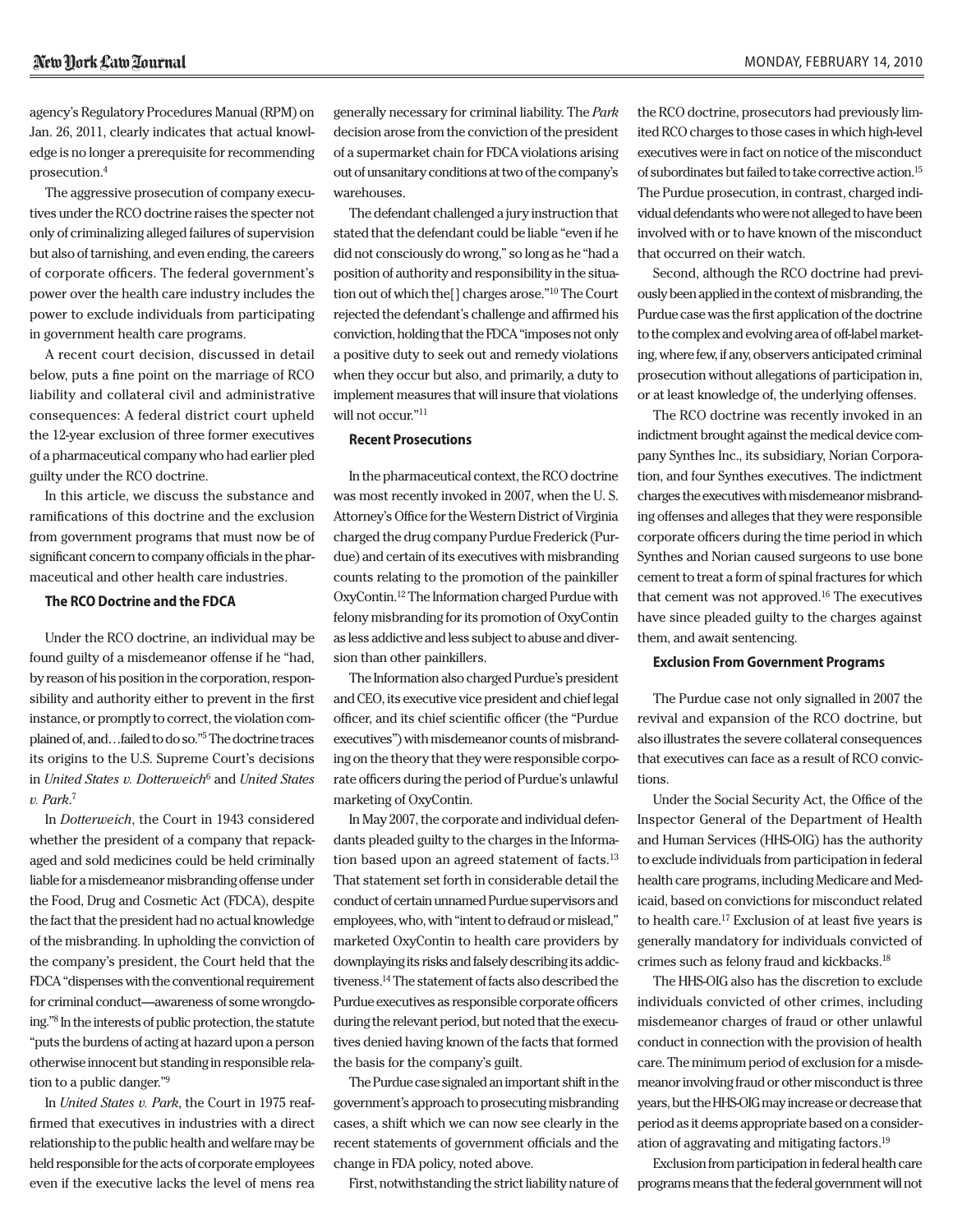agency's Regulatory Procedures Manual (RPM) on Jan. 26, 2011, clearly indicates that actual knowledge is no longer a prerequisite for recommending prosecution.[4]

The aggressive prosecution of company executives under the RCO doctrine raises the specter not only of criminalizing alleged failures of supervision but also of tarnishing, and even ending, the careers of corporate officers. The federal government's power over the health care industry includes the power to exclude individuals from participating in government health care programs.

A recent court decision, discussed in detail below, puts a fine point on the marriage of RCO liability and collateral civil and administrative consequences: A federal district court upheld the 12-year exclusion of three former executives of a pharmaceutical company who had earlier pled guilty under the RCO doctrine.

In this article, we discuss the substance and ramifications of this doctrine and the exclusion from government programs that must now be of significant concern to company officials in the pharmaceutical and other health care industries.

### The RCO Doctrine and the FDCA

Under the RCO doctrine, an individual may be found guilty of a misdemeanor offense if he "had, by reason of his position in the corporation, responsibility and authority either to prevent in the first instance, or promptly to correct, the violation complained of, and…failed to do so."[5] The doctrine traces its origins to the U.S. Supreme Court's decisions in *United States v. Dotterweich*[6] and *United States v. Park*.[7]

In *Dotterweich*, the Court in 1943 considered whether the president of a company that repackaged and sold medicines could be held criminally liable for a misdemeanor misbranding offense under the Food, Drug and Cosmetic Act (FDCA), despite the fact that the president had no actual knowledge of the misbranding. In upholding the conviction of the company's president, the Court held that the FDCA "dispenses with the conventional requirement for criminal conduct—awareness of some wrongdoing."[8] In the interests of public protection, the statute "puts the burdens of acting at hazard upon a person otherwise innocent but standing in responsible relation to a public danger."[9]

In *United States v. Park*, the Court in 1975 reaffirmed that executives in industries with a direct relationship to the public health and welfare may be held responsible for the acts of corporate employees even if the executive lacks the level of mens rea generally necessary for criminal liability. The *Park* decision arose from the conviction of the president of a supermarket chain for FDCA violations arising out of unsanitary conditions at two of the company's warehouses.

The defendant challenged a jury instruction that stated that the defendant could be liable "even if he did not consciously do wrong," so long as he "had a position of authority and responsibility in the situation out of which the[] charges arose."[10] The Court rejected the defendant's challenge and affirmed his conviction, holding that the FDCA "imposes not only a positive duty to seek out and remedy violations when they occur but also, and primarily, a duty to implement measures that will insure that violations will not occur."[11]

### Recent Prosecutions

In the pharmaceutical context, the RCO doctrine was most recently invoked in 2007, when the U. S. Attorney's Office for the Western District of Virginia charged the drug company Purdue Frederick (Purdue) and certain of its executives with misbranding counts relating to the promotion of the painkiller OxyContin.[12] The Information charged Purdue with felony misbranding for its promotion of OxyContin as less addictive and less subject to abuse and diversion than other painkillers.

The Information also charged Purdue's president and CEO, its executive vice president and chief legal officer, and its chief scientific officer (the "Purdue executives") with misdemeanor counts of misbranding on the theory that they were responsible corporate officers during the period of Purdue's unlawful marketing of OxyContin.

In May 2007, the corporate and individual defendants pleaded guilty to the charges in the Information based upon an agreed statement of facts.[13] That statement set forth in considerable detail the conduct of certain unnamed Purdue supervisors and employees, who, with "intent to defraud or mislead," marketed OxyContin to health care providers by downplaying its risks and falsely describing its addictiveness.[14] The statement of facts also described the Purdue executives as responsible corporate officers during the relevant period, but noted that the executives denied having known of the facts that formed the basis for the company's guilt.

The Purdue case signaled an important shift in the government's approach to prosecuting misbranding cases, a shift which we can now see clearly in the recent statements of government officials and the change in FDA policy, noted above.

First, notwithstanding the strict liability nature of the RCO doctrine, prosecutors had previously limited RCO charges to those cases in which high-level executives were in fact on notice of the misconduct of subordinates but failed to take corrective action.[15] The Purdue prosecution, in contrast, charged individual defendants who were not alleged to have been involved with or to have known of the misconduct that occurred on their watch.

Second, although the RCO doctrine had previously been applied in the context of misbranding, the Purdue case was the first application of the doctrine to the complex and evolving area of off-label marketing, where few, if any, observers anticipated criminal prosecution without allegations of participation in, or at least knowledge of, the underlying offenses.

The RCO doctrine was recently invoked in an indictment brought against the medical device company Synthes Inc., its subsidiary, Norian Corporation, and four Synthes executives. The indictment charges the executives with misdemeanor misbranding offenses and alleges that they were responsible corporate officers during the time period in which Synthes and Norian caused surgeons to use bone cement to treat a form of spinal fractures for which that cement was not approved.[16] The executives have since pleaded guilty to the charges against them, and await sentencing.

### Exclusion From Government Programs

The Purdue case not only signalled in 2007 the revival and expansion of the RCO doctrine, but also illustrates the severe collateral consequences that executives can face as a result of RCO convictions.

Under the Social Security Act, the Office of the Inspector General of the Department of Health and Human Services (HHS-OIG) has the authority to exclude individuals from participation in federal health care programs, including Medicare and Medicaid, based on convictions for misconduct related to health care.[17] Exclusion of at least five years is generally mandatory for individuals convicted of crimes such as felony fraud and kickbacks.[18]

The HHS-OIG also has the discretion to exclude individuals convicted of other crimes, including misdemeanor charges of fraud or other unlawful conduct in connection with the provision of health care. The minimum period of exclusion for a misdemeanor involving fraud or other misconduct is three years, but the HHS-OIG may increase or decrease that period as it deems appropriate based on a consideration of aggravating and mitigating factors.[19]

Exclusion from participation in federal health care programs means that the federal government will not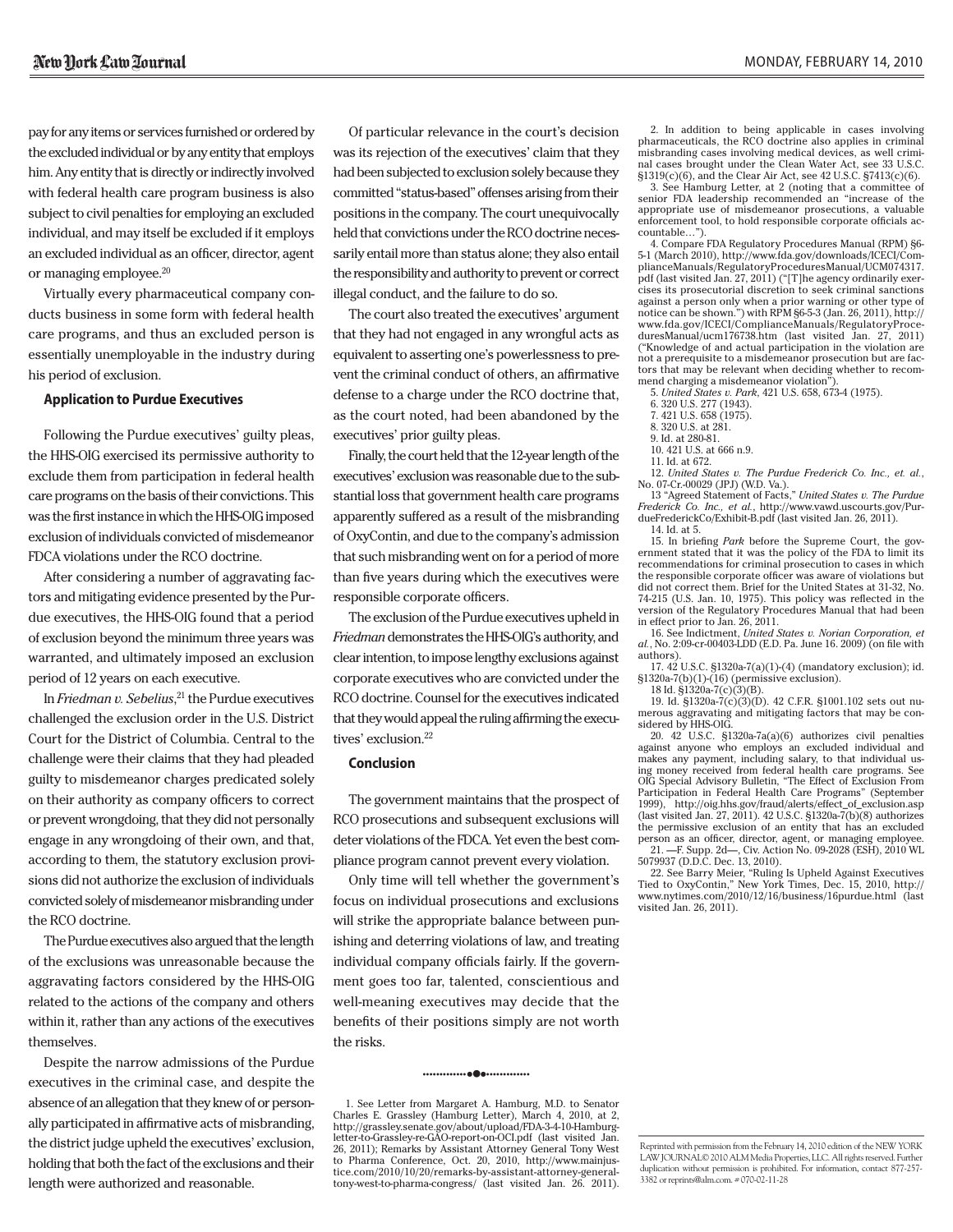pay for any items or services furnished or ordered by the excluded individual or by any entity that employs him. Any entity that is directly or indirectly involved with federal health care program business is also subject to civil penalties for employing an excluded individual, and may itself be excluded if it employs an excluded individual as an officer, director, agent or managing employee.[20]

Virtually every pharmaceutical company conducts business in some form with federal health care programs, and thus an excluded person is essentially unemployable in the industry during his period of exclusion.

### Application to Purdue Executives

Following the Purdue executives' guilty pleas, the HHS-OIG exercised its permissive authority to exclude them from participation in federal health care programs on the basis of their convictions. This was the first instance in which the HHS-OIG imposed exclusion of individuals convicted of misdemeanor FDCA violations under the RCO doctrine.

After considering a number of aggravating factors and mitigating evidence presented by the Purdue executives, the HHS-OIG found that a period of exclusion beyond the minimum three years was warranted, and ultimately imposed an exclusion period of 12 years on each executive.

In *Friedman v. Sebelius*,[21] the Purdue executives challenged the exclusion order in the U.S. District Court for the District of Columbia. Central to the challenge were their claims that they had pleaded guilty to misdemeanor charges predicated solely on their authority as company officers to correct or prevent wrongdoing, that they did not personally engage in any wrongdoing of their own, and that, according to them, the statutory exclusion provisions did not authorize the exclusion of individuals convicted solely of misdemeanor misbranding under the RCO doctrine.

The Purdue executives also argued that the length of the exclusions was unreasonable because the aggravating factors considered by the HHS-OIG related to the actions of the company and others within it, rather than any actions of the executives themselves.

Despite the narrow admissions of the Purdue executives in the criminal case, and despite the absence of an allegation that they knew of or personally participated in affirmative acts of misbranding, the district judge upheld the executives' exclusion, holding that both the fact of the exclusions and their length were authorized and reasonable.

Of particular relevance in the court's decision was its rejection of the executives' claim that they had been subjected to exclusion solely because they committed "status-based" offenses arising from their positions in the company. The court unequivocally held that convictions under the RCO doctrine necessarily entail more than status alone; they also entail the responsibility and authority to prevent or correct illegal conduct, and the failure to do so.

The court also treated the executives' argument that they had not engaged in any wrongful acts as equivalent to asserting one's powerlessness to prevent the criminal conduct of others, an affirmative defense to a charge under the RCO doctrine that, as the court noted, had been abandoned by the executives' prior guilty pleas.

Finally, the court held that the 12-year length of the executives' exclusion was reasonable due to the substantial loss that government health care programs apparently suffered as a result of the misbranding of OxyContin, and due to the company's admission that such misbranding went on for a period of more than five years during which the executives were responsible corporate officers.

The exclusion of the Purdue executives upheld in *Friedman* demonstrates the HHS-OIG's authority, and clear intention, to impose lengthy exclusions against corporate executives who are convicted under the RCO doctrine. Counsel for the executives indicated that they would appeal the ruling affirming the executives' exclusion.[22]

### Conclusion

The government maintains that the prospect of RCO prosecutions and subsequent exclusions will deter violations of the FDCA. Yet even the best compliance program cannot prevent every violation.

Only time will tell whether the government's focus on individual prosecutions and exclusions will strike the appropriate balance between punishing and deterring violations of law, and treating individual company officials fairly. If the government goes too far, talented, conscientious and well-meaning executives may decide that the benefits of their positions simply are not worth the risks.

---

1. See Letter from Margaret A. Hamburg, M.D. to Senator Charles E. Grassley (Hamburg Letter), March 4, 2010, at 2, http://grassley.senate.gov/about/upload/FDA-3-4-10-Hamburg-letter-to-Grassley-re-GAO-report-on-OCI.pdf (last visited Jan. 26, 2011); Remarks by Assistant Attorney General Tony West to Pharma Conference, Oct. 20, 2010, http://www.mainjustice.com/2010/10/20/remarks-by-assistant-attorney-general-tony-west-to-pharma-congress/ (last visited Jan. 26. 2011).

2. In addition to being applicable in cases involving pharmaceuticals, the RCO doctrine also applies in criminal misbranding cases involving medical devices, as well criminal cases brought under the Clean Water Act, see 33 U.S.C. §1319(c)(6), and the Clear Air Act, see 42 U.S.C. §7413(c)(6).

3. See Hamburg Letter, at 2 (noting that a committee of senior FDA leadership recommended an "increase of the appropriate use of misdemeanor prosecutions, a valuable enforcement tool, to hold responsible corporate officials accountable…").

4. Compare FDA Regulatory Procedures Manual (RPM) §6-5-1 (March 2010), http://www.fda.gov/downloads/ICECI/ComplianceManuals/RegulatoryProceduresManual/UCM074317.pdf (last visited Jan. 27, 2011) ("[T]he agency ordinarily exercises its prosecutorial discretion to seek criminal sanctions against a person only when a prior warning or other type of notice can be shown.") with RPM §6-5-3 (Jan. 26, 2011), http://www.fda.gov/ICECI/ComplianceManuals/RegulatoryProceduresManual/ucm176738.htm (last visited Jan. 27, 2011) ("Knowledge of and actual participation in the violation are not a prerequisite to a misdemeanor prosecution but are factors that may be relevant when deciding whether to recommend charging a misdemeanor violation").

5. *United States v. Park*, 421 U.S. 658, 673-4 (1975).

6. 320 U.S. 277 (1943).

7. 421 U.S. 658 (1975).

8. 320 U.S. at 281.

9. Id. at 280-81.

10. 421 U.S. at 666 n.9.

11. Id. at 672.

12. *United States v. The Purdue Frederick Co. Inc., et. al.*, No. 07-Cr.-00029 (JPJ) (W.D. Va.).

13 "Agreed Statement of Facts," *United States v. The Purdue Frederick Co. Inc., et al.*, http://www.vawd.uscourts.gov/PurdueFrederickCo/Exhibit-B.pdf (last visited Jan. 26, 2011).

14. Id. at 5.

15. In briefing *Park* before the Supreme Court, the government stated that it was the policy of the FDA to limit its recommendations for criminal prosecution to cases in which the responsible corporate officer was aware of violations but did not correct them. Brief for the United States at 31-32, No. 74-215 (U.S. Jan. 10, 1975). This policy was reflected in the version of the Regulatory Procedures Manual that had been in effect prior to Jan. 26, 2011.

16. See Indictment, *United States v. Norian Corporation, et al.*, No. 2:09-cr-00403-LDD (E.D. Pa. June 16. 2009) (on file with authors).

17. 42 U.S.C. §1320a-7(a)(1)-(4) (mandatory exclusion); id. §1320a-7(b)(1)-(16) (permissive exclusion).

18 Id. §1320a-7(c)(3)(B).

19. Id. §1320a-7(c)(3)(D). 42 C.F.R. §1001.102 sets out numerous aggravating and mitigating factors that may be considered by HHS-OIG.

20. 42 U.S.C. §1320a-7a(a)(6) authorizes civil penalties against anyone who employs an excluded individual and makes any payment, including salary, to that individual using money received from federal health care programs. See OIG Special Advisory Bulletin, "The Effect of Exclusion From Participation in Federal Health Care Programs" (September 1999), http://oig.hhs.gov/fraud/alerts/effect_of_exclusion.asp (last visited Jan. 27, 2011). 42 U.S.C. §1320a-7(b)(8) authorizes the permissive exclusion of an entity that has an excluded person as an officer, director, agent, or managing employee.

21. —F. Supp. 2d—, Civ. Action No. 09-2028 (ESH), 2010 WL 5079937 (D.D.C. Dec. 13, 2010).

22. See Barry Meier, "Ruling Is Upheld Against Executives Tied to OxyContin," New York Times, Dec. 15, 2010, http://www.nytimes.com/2010/12/16/business/16purdue.html (last visited Jan. 26, 2011).

Reprinted with permission from the February 14, 2010 edition of the NEW YORK LAW JOURNAL© 2010 ALM Media Properties, LLC. All rights reserved. Further duplication without permission is prohibited. For information, contact 877-257-3382 or reprints@alm.com. # 070-02-11-28